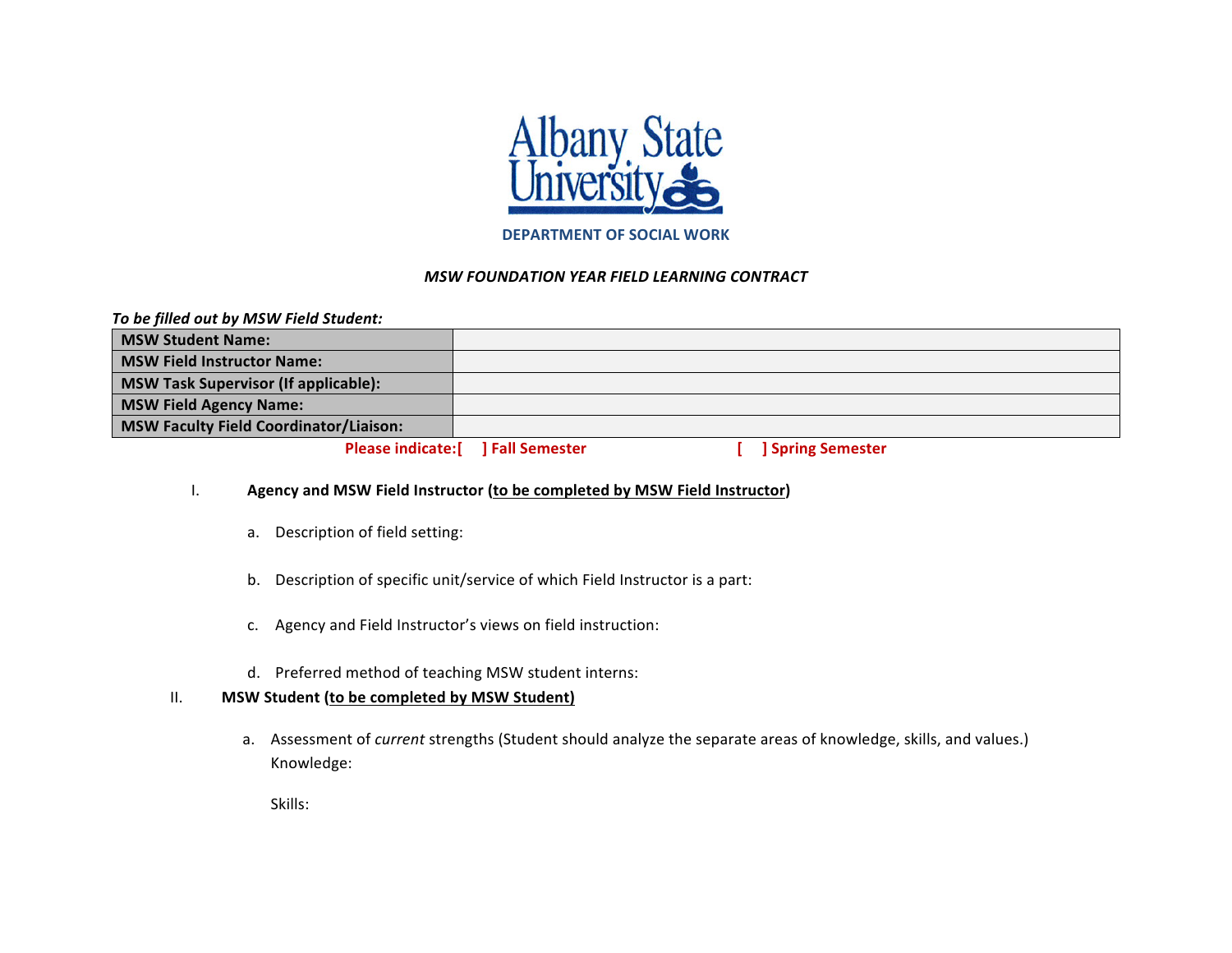Albany State University

DEPARTMENT OF SOCIAL WORK

***MSW FOUNDATION YEAR FIELD LEARNING CONTRACT***

***To be filled out by MSW Field Student:***

| | |
|---|---|
| **MSW Student Name:** | |
| **MSW Field Instructor Name:** | |
| **MSW Task Supervisor (If applicable):** | |
| **MSW Field Agency Name:** | |
| **MSW Faculty Field Coordinator/Liaison:** | |

**Please indicate:[ ] Fall Semester [ ] Spring Semester**

I. **Agency and MSW Field Instructor (to be completed by MSW Field Instructor)**

a. Description of field setting:

b. Description of specific unit/service of which Field Instructor is a part:

c. Agency and Field Instructor's views on field instruction:

d. Preferred method of teaching MSW student interns:

II. **MSW Student (to be completed by MSW Student)**

a. Assessment of *current* strengths (Student should analyze the separate areas of knowledge, skills, and values.)
Knowledge:

Skills: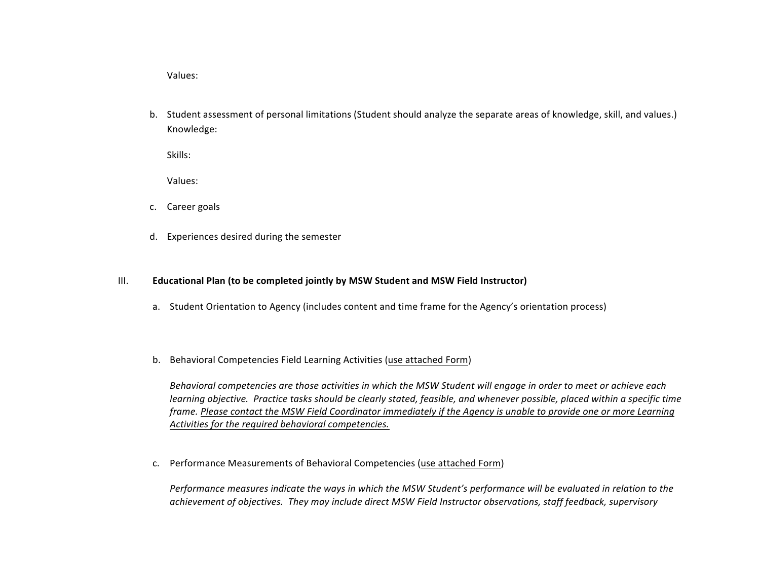Values:

b. Student assessment of personal limitations (Student should analyze the separate areas of knowledge, skill, and values.)
   Knowledge:

   Skills:

   Values:

c. Career goals

d. Experiences desired during the semester

III. **Educational Plan (to be completed jointly by MSW Student and MSW Field Instructor)**

a. Student Orientation to Agency (includes content and time frame for the Agency's orientation process)

b. Behavioral Competencies Field Learning Activities (<u>use attached Form</u>)

   *Behavioral competencies are those activities in which the MSW Student will engage in order to meet or achieve each learning objective. Practice tasks should be clearly stated, feasible, and whenever possible, placed within a specific time frame. <u>Please contact the MSW Field Coordinator immediately if the Agency is unable to provide one or more Learning Activities for the required behavioral competencies.</u>*

c. Performance Measurements of Behavioral Competencies (<u>use attached Form</u>)

   *Performance measures indicate the ways in which the MSW Student's performance will be evaluated in relation to the achievement of objectives. They may include direct MSW Field Instructor observations, staff feedback, supervisory*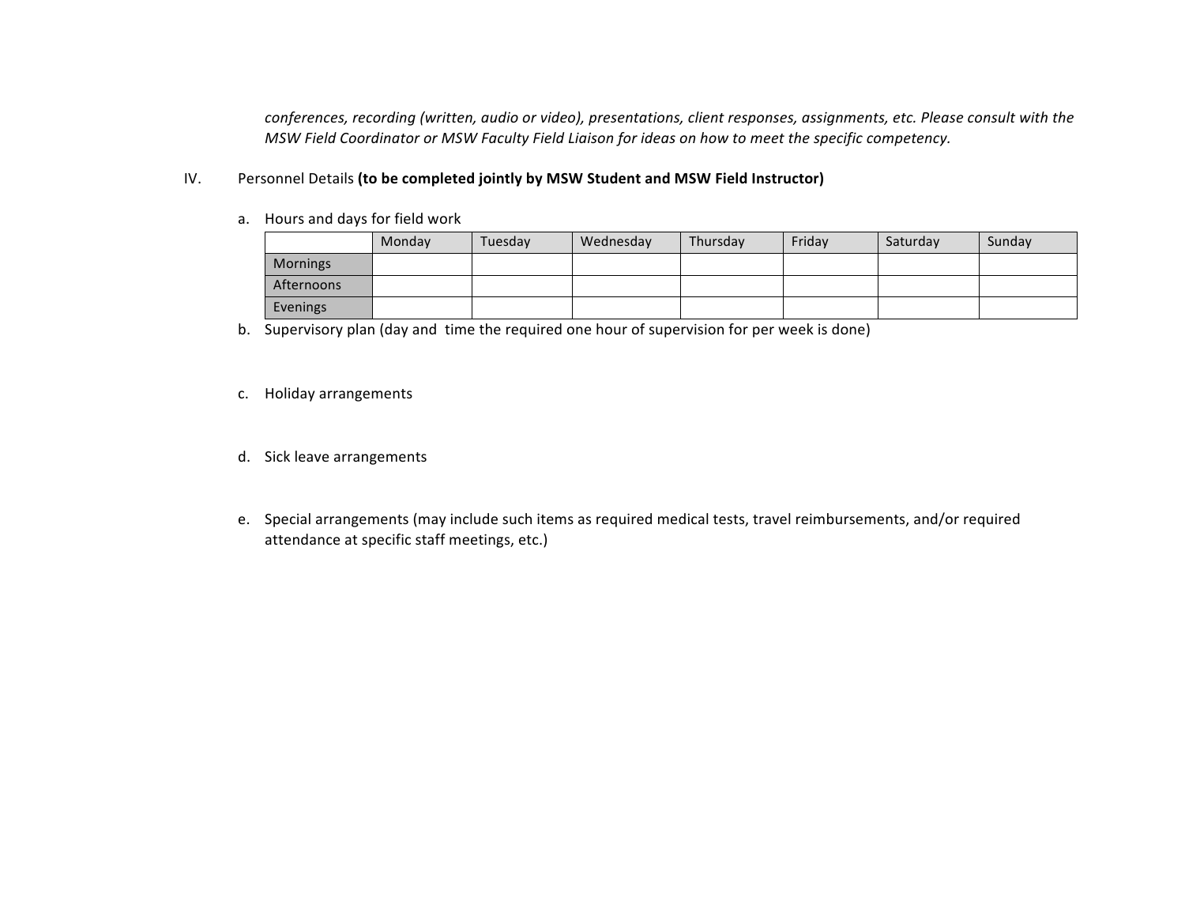*conferences, recording (written, audio or video), presentations, client responses, assignments, etc. Please consult with the MSW Field Coordinator or MSW Faculty Field Liaison for ideas on how to meet the specific competency.*

IV. Personnel Details **(to be completed jointly by MSW Student and MSW Field Instructor)**

a. Hours and days for field work

| | Monday | Tuesday | Wednesday | Thursday | Friday | Saturday | Sunday |
|---|---|---|---|---|---|---|---|
| Mornings | | | | | | | |
| Afternoons | | | | | | | |
| Evenings | | | | | | | |

b. Supervisory plan (day and time the required one hour of supervision for per week is done)

c. Holiday arrangements

d. Sick leave arrangements

e. Special arrangements (may include such items as required medical tests, travel reimbursements, and/or required attendance at specific staff meetings, etc.)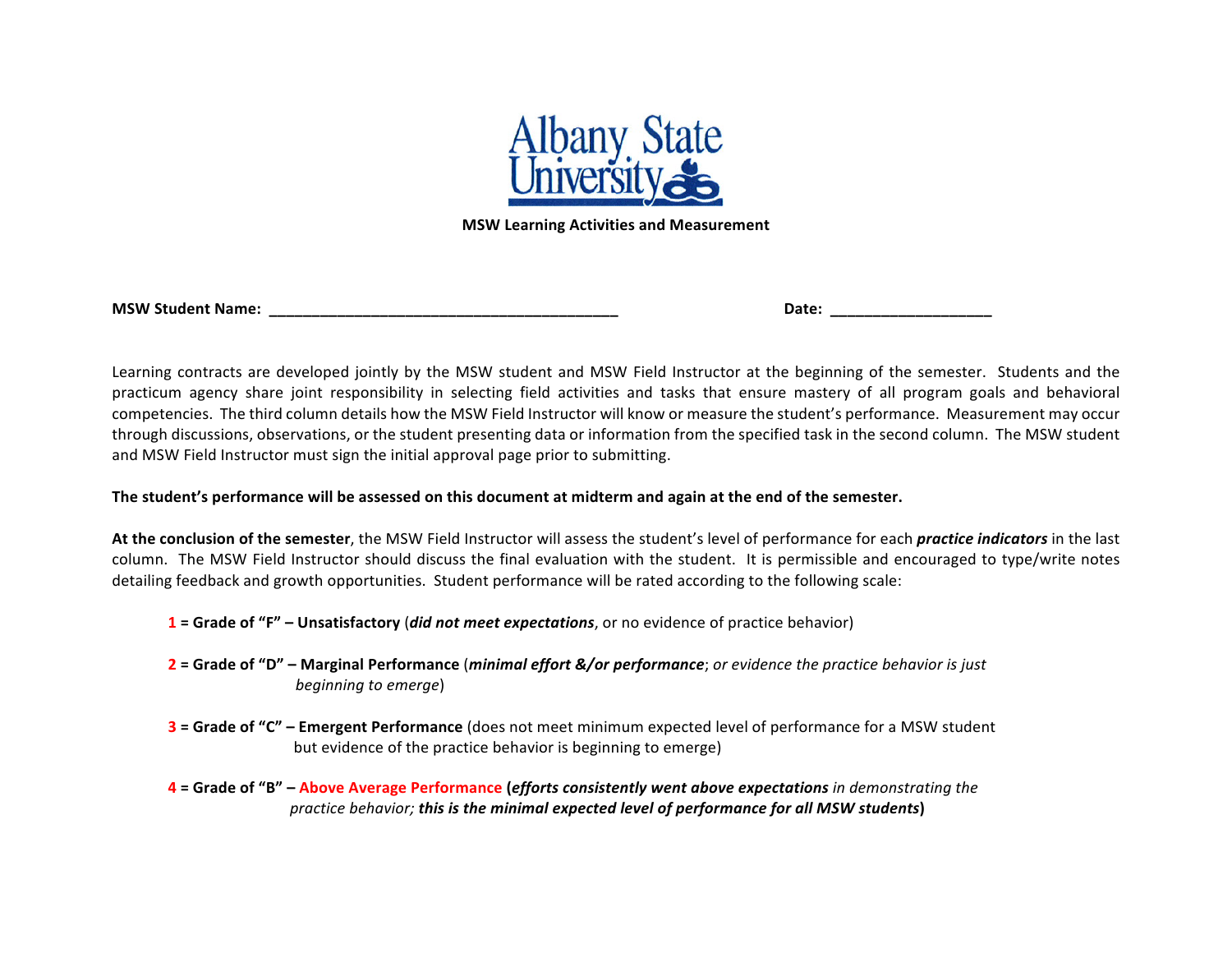**Albany State University**

**MSW Learning Activities and Measurement**

**MSW Student Name: __________________________________________** **Date: ____________________**

Learning contracts are developed jointly by the MSW student and MSW Field Instructor at the beginning of the semester. Students and the practicum agency share joint responsibility in selecting field activities and tasks that ensure mastery of all program goals and behavioral competencies. The third column details how the MSW Field Instructor will know or measure the student's performance. Measurement may occur through discussions, observations, or the student presenting data or information from the specified task in the second column. The MSW student and MSW Field Instructor must sign the initial approval page prior to submitting.

**The student's performance will be assessed on this document at midterm and again at the end of the semester.**

**At the conclusion of the semester**, the MSW Field Instructor will assess the student's level of performance for each ***practice indicators*** in the last column. The MSW Field Instructor should discuss the final evaluation with the student. It is permissible and encouraged to type/write notes detailing feedback and growth opportunities. Student performance will be rated according to the following scale:

- **1 = Grade of "F" – Unsatisfactory** (***did not meet expectations***, or no evidence of practice behavior)
- **2 = Grade of "D" – Marginal Performance** (***minimal effort &/or performance***; *or evidence the practice behavior is just beginning to emerge*)
- **3 = Grade of "C" – Emergent Performance** (does not meet minimum expected level of performance for a MSW student but evidence of the practice behavior is beginning to emerge)
- **4 = Grade of "B" – Above Average Performance (*****efforts consistently went above expectations*** *in demonstrating the practice behavior;* ***this is the minimal expected level of performance for all MSW students*****)**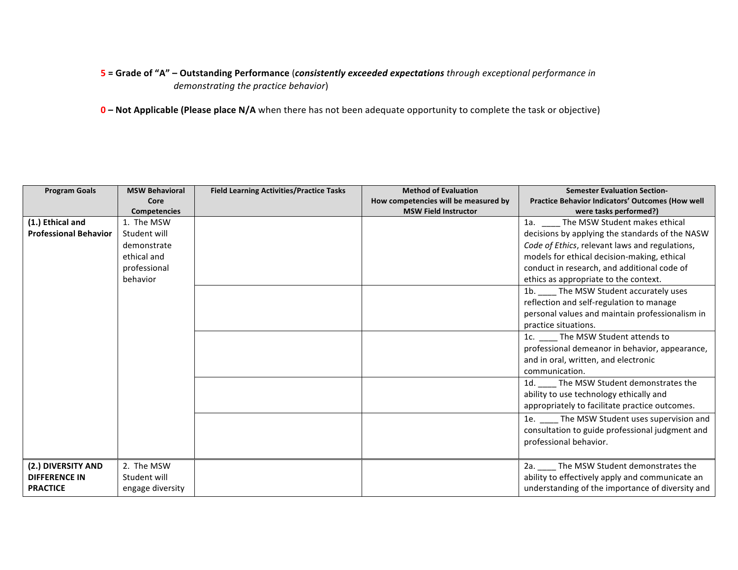**5 = Grade of "A" – Outstanding Performance** (***consistently exceeded expectations*** *through exceptional performance in demonstrating the practice behavior*)

**0 – Not Applicable (Please place N/A** when there has not been adequate opportunity to complete the task or objective)

| Program Goals | MSW Behavioral Core Competencies | Field Learning Activities/Practice Tasks | Method of Evaluation How competencies will be measured by MSW Field Instructor | Semester Evaluation Section- Practice Behavior Indicators' Outcomes (How well were tasks performed?) |
|---|---|---|---|---|
| **(1.) Ethical and Professional Behavior** | 1. The MSW Student will demonstrate ethical and professional behavior | | | 1a. ____ The MSW Student makes ethical decisions by applying the standards of the NASW *Code of Ethics*, relevant laws and regulations, models for ethical decision-making, ethical conduct in research, and additional code of ethics as appropriate to the context. |
| | | | | 1b. ____ The MSW Student accurately uses reflection and self-regulation to manage personal values and maintain professionalism in practice situations. |
| | | | | 1c. ____ The MSW Student attends to professional demeanor in behavior, appearance, and in oral, written, and electronic communication. |
| | | | | 1d. ____ The MSW Student demonstrates the ability to use technology ethically and appropriately to facilitate practice outcomes. |
| | | | | 1e. ____ The MSW Student uses supervision and consultation to guide professional judgment and professional behavior. |
| **(2.) DIVERSITY AND DIFFERENCE IN PRACTICE** | 2. The MSW Student will engage diversity | | | 2a. ____ The MSW Student demonstrates the ability to effectively apply and communicate an understanding of the importance of diversity and |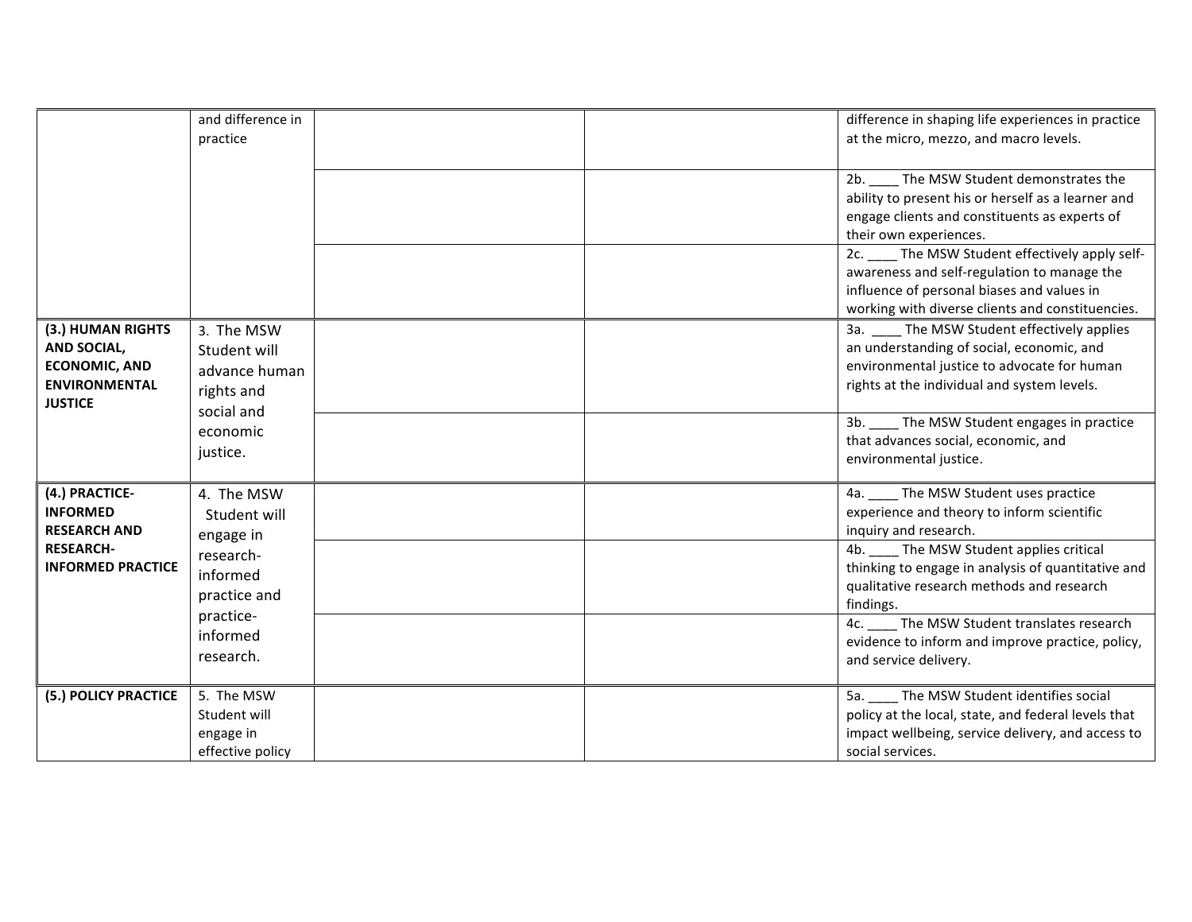| | | | | |
|---|---|---|---|---|
| | and difference in practice | | | difference in shaping life experiences in practice at the micro, mezzo, and macro levels. |
| | | | | 2b. ____ The MSW Student demonstrates the ability to present his or herself as a learner and engage clients and constituents as experts of their own experiences. |
| | | | | 2c. ____ The MSW Student effectively apply self-awareness and self-regulation to manage the influence of personal biases and values in working with diverse clients and constituencies. |
| **(3.) HUMAN RIGHTS AND SOCIAL, ECONOMIC, AND ENVIRONMENTAL JUSTICE** | 3. The MSW Student will advance human rights and social and economic justice. | | | 3a. ____ The MSW Student effectively applies an understanding of social, economic, and environmental justice to advocate for human rights at the individual and system levels. |
| | | | | 3b. ____ The MSW Student engages in practice that advances social, economic, and environmental justice. |
| **(4.) PRACTICE-INFORMED RESEARCH AND RESEARCH-INFORMED PRACTICE** | 4. The MSW Student will engage in research-informed practice and practice-informed research. | | | 4a. ____ The MSW Student uses practice experience and theory to inform scientific inquiry and research. |
| | | | | 4b. ____ The MSW Student applies critical thinking to engage in analysis of quantitative and qualitative research methods and research findings. |
| | | | | 4c. ____ The MSW Student translates research evidence to inform and improve practice, policy, and service delivery. |
| **(5.) POLICY PRACTICE** | 5. The MSW Student will engage in effective policy | | | 5a. ____ The MSW Student identifies social policy at the local, state, and federal levels that impact wellbeing, service delivery, and access to social services. |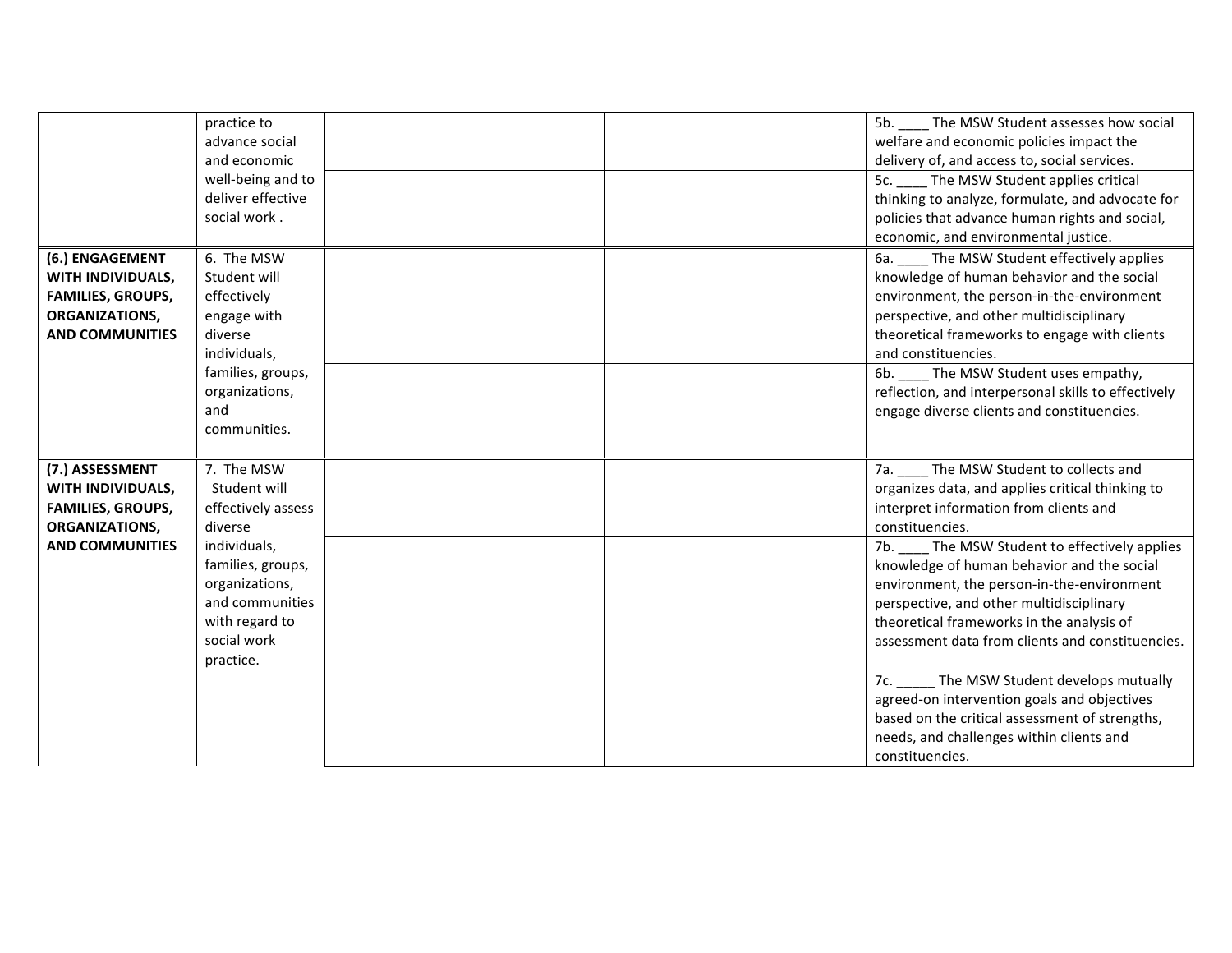| | | | | |
|---|---|---|---|---|
| | practice to advance social and economic well-being and to deliver effective social work . | | | 5b. ____ The MSW Student assesses how social welfare and economic policies impact the delivery of, and access to, social services. |
| | | | | 5c. ____ The MSW Student applies critical thinking to analyze, formulate, and advocate for policies that advance human rights and social, economic, and environmental justice. |
| **(6.) ENGAGEMENT WITH INDIVIDUALS, FAMILIES, GROUPS, ORGANIZATIONS, AND COMMUNITIES** | 6. The MSW Student will effectively engage with diverse individuals, families, groups, organizations, and communities. | | | 6a. ____ The MSW Student effectively applies knowledge of human behavior and the social environment, the person-in-the-environment perspective, and other multidisciplinary theoretical frameworks to engage with clients and constituencies. |
| | | | | 6b. ____ The MSW Student uses empathy, reflection, and interpersonal skills to effectively engage diverse clients and constituencies. |
| **(7.) ASSESSMENT WITH INDIVIDUALS, FAMILIES, GROUPS, ORGANIZATIONS, AND COMMUNITIES** | 7. The MSW Student will effectively assess diverse individuals, families, groups, organizations, and communities with regard to social work practice. | | | 7a. ____ The MSW Student to collects and organizes data, and applies critical thinking to interpret information from clients and constituencies. |
| | | | | 7b. ____ The MSW Student to effectively applies knowledge of human behavior and the social environment, the person-in-the-environment perspective, and other multidisciplinary theoretical frameworks in the analysis of assessment data from clients and constituencies. |
| | | | | 7c. _____ The MSW Student develops mutually agreed-on intervention goals and objectives based on the critical assessment of strengths, needs, and challenges within clients and constituencies. |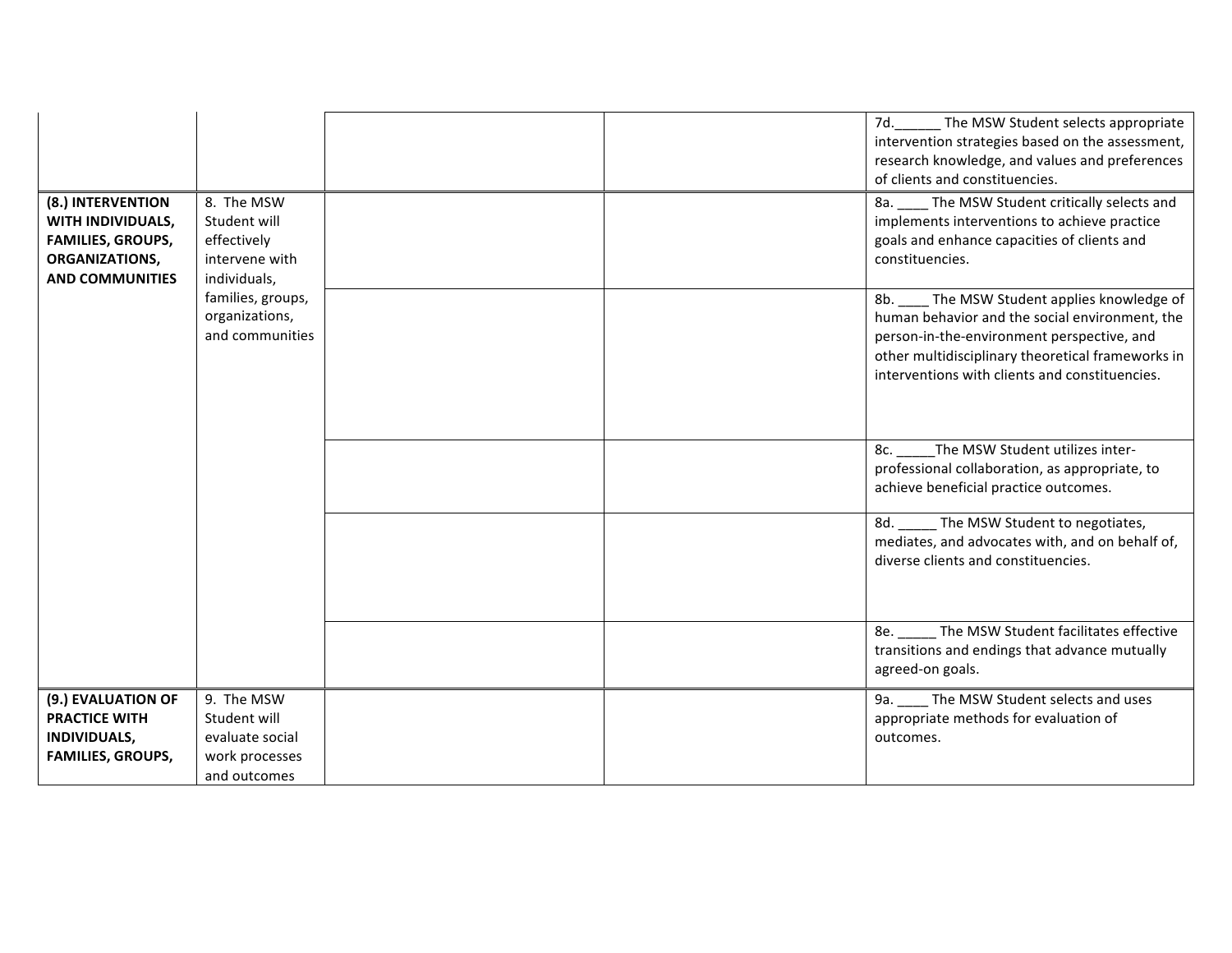| | | | | |
|---|---|---|---|---|
| | | | | 7d.______ The MSW Student selects appropriate intervention strategies based on the assessment, research knowledge, and values and preferences of clients and constituencies. |
| **(8.) INTERVENTION WITH INDIVIDUALS, FAMILIES, GROUPS, ORGANIZATIONS, AND COMMUNITIES** | 8. The MSW Student will effectively intervene with individuals, families, groups, organizations, and communities | | | 8a. ____ The MSW Student critically selects and implements interventions to achieve practice goals and enhance capacities of clients and constituencies. |
| | | | | 8b. ____ The MSW Student applies knowledge of human behavior and the social environment, the person-in-the-environment perspective, and other multidisciplinary theoretical frameworks in interventions with clients and constituencies. |
| | | | | 8c. _____The MSW Student utilizes inter-professional collaboration, as appropriate, to achieve beneficial practice outcomes. |
| | | | | 8d. _____ The MSW Student to negotiates, mediates, and advocates with, and on behalf of, diverse clients and constituencies. |
| | | | | 8e. _____ The MSW Student facilitates effective transitions and endings that advance mutually agreed-on goals. |
| **(9.) EVALUATION OF PRACTICE WITH INDIVIDUALS, FAMILIES, GROUPS,** | 9. The MSW Student will evaluate social work processes and outcomes | | | 9a. ____ The MSW Student selects and uses appropriate methods for evaluation of outcomes. |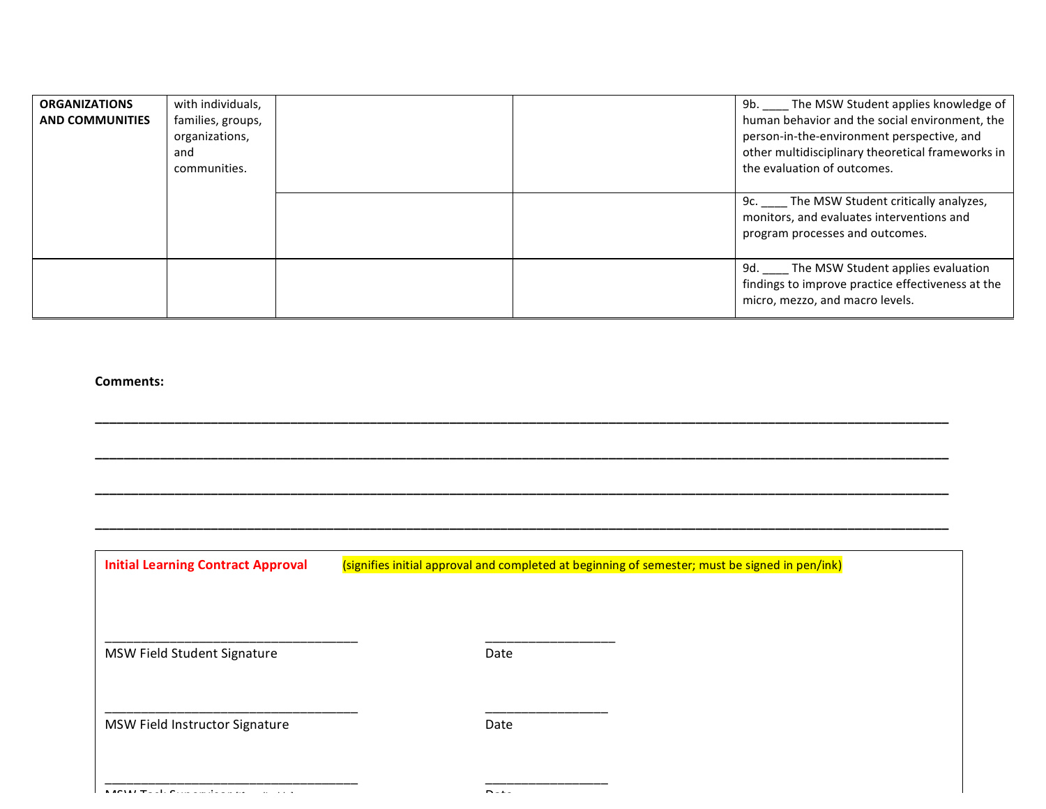| **ORGANIZATIONS AND COMMUNITIES** | with individuals, families, groups, organizations, and communities. | | | 9b. ____ The MSW Student applies knowledge of human behavior and the social environment, the person-in-the-environment perspective, and other multidisciplinary theoretical frameworks in the evaluation of outcomes. |
|---|---|---|---|---|
| | | | | 9c. ____ The MSW Student critically analyzes, monitors, and evaluates interventions and program processes and outcomes. |
| | | | | 9d. ____ The MSW Student applies evaluation findings to improve practice effectiveness at the micro, mezzo, and macro levels. |

**Comments:**

______________________________________________________________________________________________

______________________________________________________________________________________________

______________________________________________________________________________________________

______________________________________________________________________________________________

**Initial Learning Contract Approval** (signifies initial approval and completed at beginning of semester; must be signed in pen/ink)

_________________________________ _________________
MSW Field Student Signature Date

_________________________________ _________________
MSW Field Instructor Signature Date

_________________________________ _________________
MSW Task Supervisor Date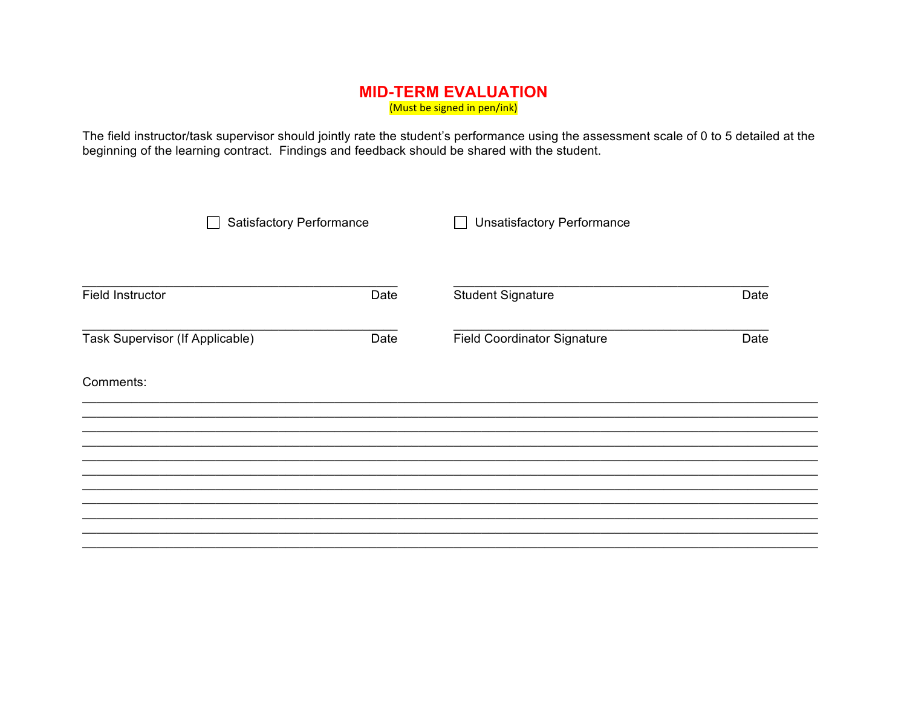# MID-TERM EVALUATION

(Must be signed in pen/ink)

The field instructor/task supervisor should jointly rate the student's performance using the assessment scale of 0 to 5 detailed at the beginning of the learning contract. Findings and feedback should be shared with the student.

☐ Satisfactory Performance ☐ Unsatisfactory Performance

| | | | |
|---|---|---|---|
| \_\_\_\_\_\_\_\_\_\_\_\_\_\_\_\_\_\_\_\_\_\_\_\_ | | \_\_\_\_\_\_\_\_\_\_\_\_\_\_\_\_\_\_\_\_\_\_\_\_ | |
| Field Instructor | Date | Student Signature | Date |
| \_\_\_\_\_\_\_\_\_\_\_\_\_\_\_\_\_\_\_\_\_\_\_\_ | | \_\_\_\_\_\_\_\_\_\_\_\_\_\_\_\_\_\_\_\_\_\_\_\_ | |
| Task Supervisor (If Applicable) | Date | Field Coordinator Signature | Date |

Comments:

\_\_\_\_\_\_\_\_\_\_\_\_\_\_\_\_\_\_\_\_\_\_\_\_\_\_\_\_\_\_\_\_\_\_\_\_\_\_\_\_\_\_\_\_\_\_\_\_\_\_\_\_\_\_\_\_\_\_\_\_\_\_\_\_\_\_\_\_\_\_\_\_\_\_\_\_\_\_\_\_

\_\_\_\_\_\_\_\_\_\_\_\_\_\_\_\_\_\_\_\_\_\_\_\_\_\_\_\_\_\_\_\_\_\_\_\_\_\_\_\_\_\_\_\_\_\_\_\_\_\_\_\_\_\_\_\_\_\_\_\_\_\_\_\_\_\_\_\_\_\_\_\_\_\_\_\_\_\_\_\_

\_\_\_\_\_\_\_\_\_\_\_\_\_\_\_\_\_\_\_\_\_\_\_\_\_\_\_\_\_\_\_\_\_\_\_\_\_\_\_\_\_\_\_\_\_\_\_\_\_\_\_\_\_\_\_\_\_\_\_\_\_\_\_\_\_\_\_\_\_\_\_\_\_\_\_\_\_\_\_\_

\_\_\_\_\_\_\_\_\_\_\_\_\_\_\_\_\_\_\_\_\_\_\_\_\_\_\_\_\_\_\_\_\_\_\_\_\_\_\_\_\_\_\_\_\_\_\_\_\_\_\_\_\_\_\_\_\_\_\_\_\_\_\_\_\_\_\_\_\_\_\_\_\_\_\_\_\_\_\_\_

\_\_\_\_\_\_\_\_\_\_\_\_\_\_\_\_\_\_\_\_\_\_\_\_\_\_\_\_\_\_\_\_\_\_\_\_\_\_\_\_\_\_\_\_\_\_\_\_\_\_\_\_\_\_\_\_\_\_\_\_\_\_\_\_\_\_\_\_\_\_\_\_\_\_\_\_\_\_\_\_

\_\_\_\_\_\_\_\_\_\_\_\_\_\_\_\_\_\_\_\_\_\_\_\_\_\_\_\_\_\_\_\_\_\_\_\_\_\_\_\_\_\_\_\_\_\_\_\_\_\_\_\_\_\_\_\_\_\_\_\_\_\_\_\_\_\_\_\_\_\_\_\_\_\_\_\_\_\_\_\_

\_\_\_\_\_\_\_\_\_\_\_\_\_\_\_\_\_\_\_\_\_\_\_\_\_\_\_\_\_\_\_\_\_\_\_\_\_\_\_\_\_\_\_\_\_\_\_\_\_\_\_\_\_\_\_\_\_\_\_\_\_\_\_\_\_\_\_\_\_\_\_\_\_\_\_\_\_\_\_\_

\_\_\_\_\_\_\_\_\_\_\_\_\_\_\_\_\_\_\_\_\_\_\_\_\_\_\_\_\_\_\_\_\_\_\_\_\_\_\_\_\_\_\_\_\_\_\_\_\_\_\_\_\_\_\_\_\_\_\_\_\_\_\_\_\_\_\_\_\_\_\_\_\_\_\_\_\_\_\_\_

\_\_\_\_\_\_\_\_\_\_\_\_\_\_\_\_\_\_\_\_\_\_\_\_\_\_\_\_\_\_\_\_\_\_\_\_\_\_\_\_\_\_\_\_\_\_\_\_\_\_\_\_\_\_\_\_\_\_\_\_\_\_\_\_\_\_\_\_\_\_\_\_\_\_\_\_\_\_\_\_

\_\_\_\_\_\_\_\_\_\_\_\_\_\_\_\_\_\_\_\_\_\_\_\_\_\_\_\_\_\_\_\_\_\_\_\_\_\_\_\_\_\_\_\_\_\_\_\_\_\_\_\_\_\_\_\_\_\_\_\_\_\_\_\_\_\_\_\_\_\_\_\_\_\_\_\_\_\_\_\_

\_\_\_\_\_\_\_\_\_\_\_\_\_\_\_\_\_\_\_\_\_\_\_\_\_\_\_\_\_\_\_\_\_\_\_\_\_\_\_\_\_\_\_\_\_\_\_\_\_\_\_\_\_\_\_\_\_\_\_\_\_\_\_\_\_\_\_\_\_\_\_\_\_\_\_\_\_\_\_\_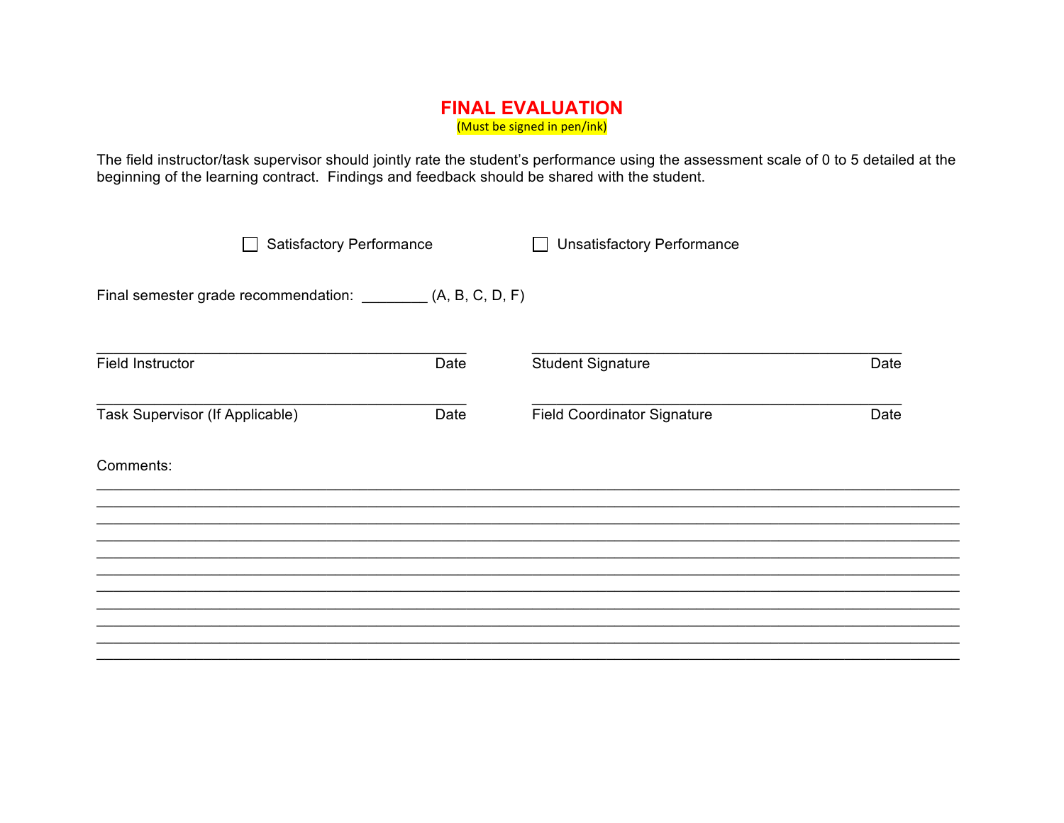# FINAL EVALUATION

(Must be signed in pen/ink)

The field instructor/task supervisor should jointly rate the student's performance using the assessment scale of 0 to 5 detailed at the beginning of the learning contract. Findings and feedback should be shared with the student.

☐ Satisfactory Performance ☐ Unsatisfactory Performance

Final semester grade recommendation: ________ (A, B, C, D, F)

| | | | |
|---|---|---|---|
| ______________________________ | | ______________________________ | |
| Field Instructor | Date | Student Signature | Date |
| ______________________________ | | ______________________________ | |
| Task Supervisor (If Applicable) | Date | Field Coordinator Signature | Date |

Comments:

________________________________________________________________________________

________________________________________________________________________________

________________________________________________________________________________

________________________________________________________________________________

________________________________________________________________________________

________________________________________________________________________________

________________________________________________________________________________

________________________________________________________________________________

________________________________________________________________________________

________________________________________________________________________________

________________________________________________________________________________